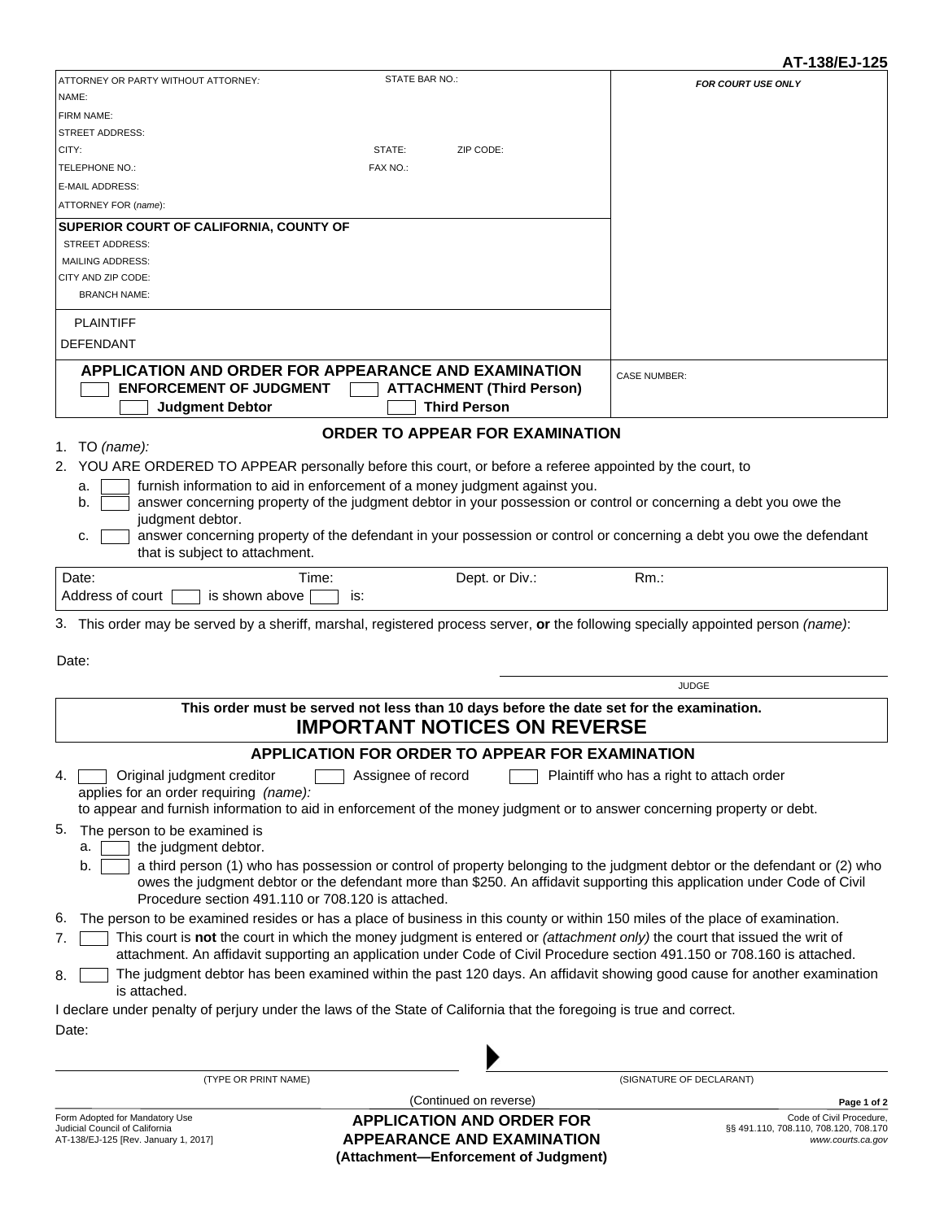AT-138/EJ-125

| ATTORNEY OR PARTY WITHOUT ATTORNEY: STATE BAR NO.: | FOR COURT USE ONLY |
|---|---|
| NAME: | |
| FIRM NAME: | |
| STREET ADDRESS: | |
| CITY: STATE: ZIP CODE: | |
| TELEPHONE NO.: FAX NO.: | |
| E-MAIL ADDRESS: | |
| ATTORNEY FOR *(name)*: | |
| **SUPERIOR COURT OF CALIFORNIA, COUNTY OF** | |
| STREET ADDRESS: | |
| MAILING ADDRESS: | |
| CITY AND ZIP CODE: | |
| BRANCH NAME: | |
| PLAINTIFF | |
| DEFENDANT | |
| **APPLICATION AND ORDER FOR APPEARANCE AND EXAMINATION** ☐ **ENFORCEMENT OF JUDGMENT** ☐ **ATTACHMENT (Third Person)** ☐ **Judgment Debtor** ☐ **Third Person** | CASE NUMBER: |

## ORDER TO APPEAR FOR EXAMINATION

1. TO *(name)*:
2. YOU ARE ORDERED TO APPEAR personally before this court, or before a referee appointed by the court, to
   a. ☐ furnish information to aid in enforcement of a money judgment against you.
   b. ☐ answer concerning property of the judgment debtor in your possession or control or concerning a debt you owe the judgment debtor.
   c. ☐ answer concerning property of the defendant in your possession or control or concerning a debt you owe the defendant that is subject to attachment.

| Date: | Time: | Dept. or Div.: | Rm.: |
|---|---|---|---|
| Address of court ☐ is shown above ☐ is: | | | |

3. This order may be served by a sheriff, marshal, registered process server, **or** the following specially appointed person *(name)*:

Date:

JUDGE

**This order must be served not less than 10 days before the date set for the examination.**

**IMPORTANT NOTICES ON REVERSE**

## APPLICATION FOR ORDER TO APPEAR FOR EXAMINATION

4. ☐ Original judgment creditor ☐ Assignee of record ☐ Plaintiff who has a right to attach order
   applies for an order requiring *(name)*:
   to appear and furnish information to aid in enforcement of the money judgment or to answer concerning property or debt.
5. The person to be examined is
   a. ☐ the judgment debtor.
   b. ☐ a third person (1) who has possession or control of property belonging to the judgment debtor or the defendant or (2) who owes the judgment debtor or the defendant more than $250. An affidavit supporting this application under Code of Civil Procedure section 491.110 or 708.120 is attached.
6. The person to be examined resides or has a place of business in this county or within 150 miles of the place of examination.
7. ☐ This court is **not** the court in which the money judgment is entered or *(attachment only)* the court that issued the writ of attachment. An affidavit supporting an application under Code of Civil Procedure section 491.150 or 708.160 is attached.
8. ☐ The judgment debtor has been examined within the past 120 days. An affidavit showing good cause for another examination is attached.

I declare under penalty of perjury under the laws of the State of California that the foregoing is true and correct.

Date:

(TYPE OR PRINT NAME) ▶ (SIGNATURE OF DECLARANT)

(Continued on reverse)

Form Adopted for Mandatory Use
Judicial Council of California
AT-138/EJ-125 [Rev. January 1, 2017]

**APPLICATION AND ORDER FOR APPEARANCE AND EXAMINATION**
**(Attachment—Enforcement of Judgment)**

Code of Civil Procedure, §§ 491.110, 708.110, 708.120, 708.170
*www.courts.ca.gov*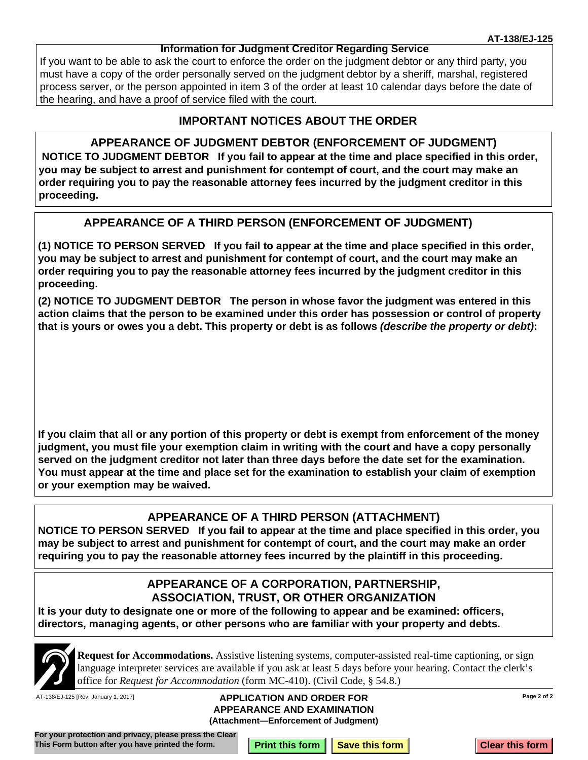### Information for Judgment Creditor Regarding Service

If you want to be able to ask the court to enforce the order on the judgment debtor or any third party, you must have a copy of the order personally served on the judgment debtor by a sheriff, marshal, registered process server, or the person appointed in item 3 of the order at least 10 calendar days before the date of the hearing, and have a proof of service filed with the court.

## IMPORTANT NOTICES ABOUT THE ORDER

### APPEARANCE OF JUDGMENT DEBTOR (ENFORCEMENT OF JUDGMENT)

**NOTICE TO JUDGMENT DEBTOR If you fail to appear at the time and place specified in this order, you may be subject to arrest and punishment for contempt of court, and the court may make an order requiring you to pay the reasonable attorney fees incurred by the judgment creditor in this proceeding.**

### APPEARANCE OF A THIRD PERSON (ENFORCEMENT OF JUDGMENT)

**(1) NOTICE TO PERSON SERVED If you fail to appear at the time and place specified in this order, you may be subject to arrest and punishment for contempt of court, and the court may make an order requiring you to pay the reasonable attorney fees incurred by the judgment creditor in this proceeding.**

**(2) NOTICE TO JUDGMENT DEBTOR The person in whose favor the judgment was entered in this action claims that the person to be examined under this order has possession or control of property that is yours or owes you a debt. This property or debt is as follows *(describe the property or debt)*:**

**If you claim that all or any portion of this property or debt is exempt from enforcement of the money judgment, you must file your exemption claim in writing with the court and have a copy personally served on the judgment creditor not later than three days before the date set for the examination. You must appear at the time and place set for the examination to establish your claim of exemption or your exemption may be waived.**

### APPEARANCE OF A THIRD PERSON (ATTACHMENT)

**NOTICE TO PERSON SERVED If you fail to appear at the time and place specified in this order, you may be subject to arrest and punishment for contempt of court, and the court may make an order requiring you to pay the reasonable attorney fees incurred by the plaintiff in this proceeding.**

### APPEARANCE OF A CORPORATION, PARTNERSHIP, ASSOCIATION, TRUST, OR OTHER ORGANIZATION

**It is your duty to designate one or more of the following to appear and be examined: officers, directors, managing agents, or other persons who are familiar with your property and debts.**

**Request for Accommodations.** Assistive listening systems, computer-assisted real-time captioning, or sign language interpreter services are available if you ask at least 5 days before your hearing. Contact the clerk's office for *Request for Accommodation* (form MC-410). (Civil Code, § 54.8.)

AT-138/EJ-125 [Rev. January 1, 2017]

**APPLICATION AND ORDER FOR APPEARANCE AND EXAMINATION (Attachment—Enforcement of Judgment)**

For your protection and privacy, please press the Clear This Form button after you have printed the form.